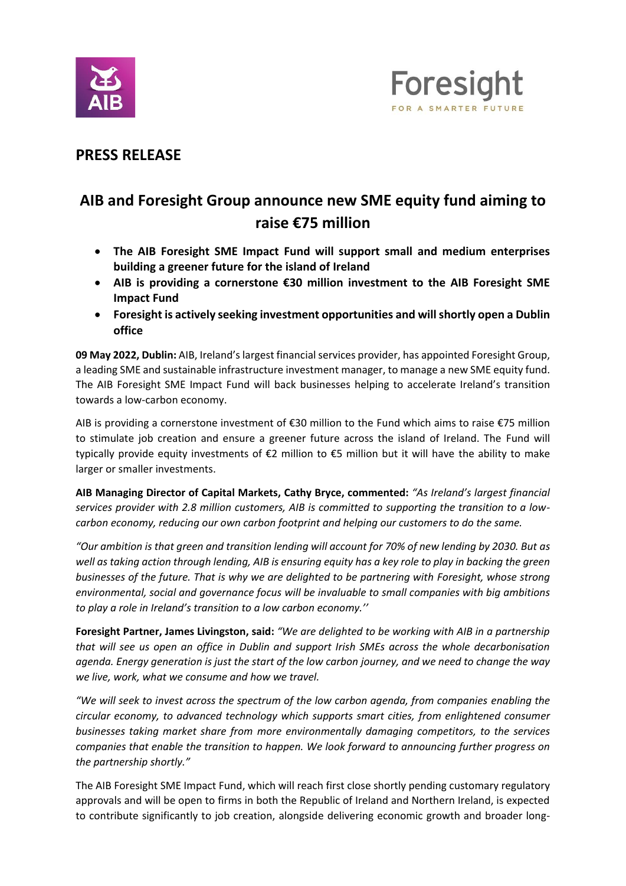## PRESS RELEASE

# AIB and Foresight Group announce new SME equity fund aiming to raise €75 million

- **The AIB Foresight SME Impact Fund will support small and medium enterprises building a greener future for the island of Ireland**
- **AIB is providing a cornerstone €30 million investment to the AIB Foresight SME Impact Fund**
- **Foresight is actively seeking investment opportunities and will shortly open a Dublin office**

**09 May 2022, Dublin:** AIB, Ireland's largest financial services provider, has appointed Foresight Group, a leading SME and sustainable infrastructure investment manager, to manage a new SME equity fund. The AIB Foresight SME Impact Fund will back businesses helping to accelerate Ireland's transition towards a low-carbon economy.

AIB is providing a cornerstone investment of €30 million to the Fund which aims to raise €75 million to stimulate job creation and ensure a greener future across the island of Ireland. The Fund will typically provide equity investments of €2 million to €5 million but it will have the ability to make larger or smaller investments.

**AIB Managing Director of Capital Markets, Cathy Bryce, commented:** *"As Ireland's largest financial services provider with 2.8 million customers, AIB is committed to supporting the transition to a low-carbon economy, reducing our own carbon footprint and helping our customers to do the same.*

*"Our ambition is that green and transition lending will account for 70% of new lending by 2030. But as well as taking action through lending, AIB is ensuring equity has a key role to play in backing the green businesses of the future. That is why we are delighted to be partnering with Foresight, whose strong environmental, social and governance focus will be invaluable to small companies with big ambitions to play a role in Ireland's transition to a low carbon economy.''*

**Foresight Partner, James Livingston, said:** *"We are delighted to be working with AIB in a partnership that will see us open an office in Dublin and support Irish SMEs across the whole decarbonisation agenda. Energy generation is just the start of the low carbon journey, and we need to change the way we live, work, what we consume and how we travel.*

*"We will seek to invest across the spectrum of the low carbon agenda, from companies enabling the circular economy, to advanced technology which supports smart cities, from enlightened consumer businesses taking market share from more environmentally damaging competitors, to the services companies that enable the transition to happen. We look forward to announcing further progress on the partnership shortly."*

The AIB Foresight SME Impact Fund, which will reach first close shortly pending customary regulatory approvals and will be open to firms in both the Republic of Ireland and Northern Ireland, is expected to contribute significantly to job creation, alongside delivering economic growth and broader long-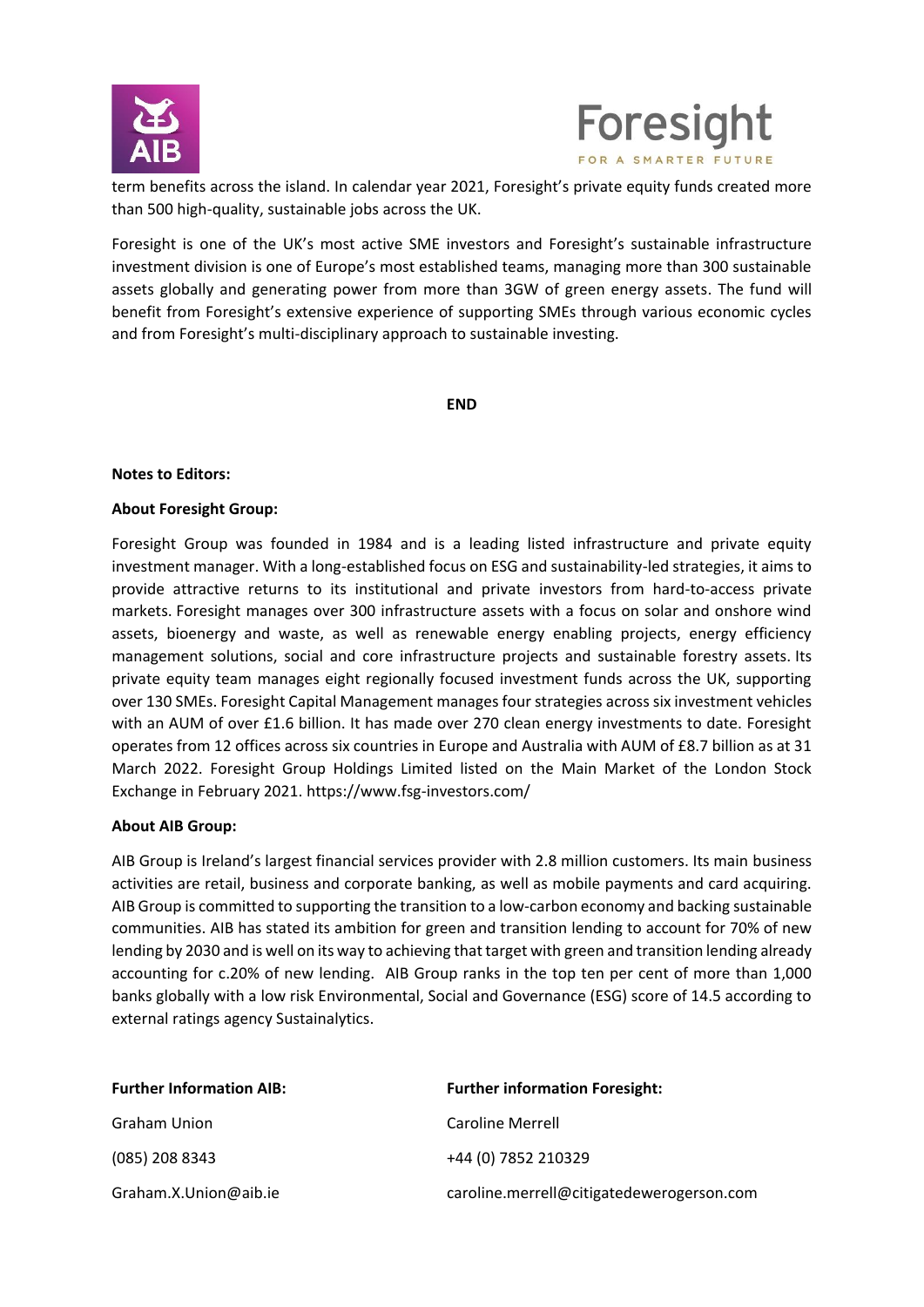term benefits across the island. In calendar year 2021, Foresight's private equity funds created more than 500 high-quality, sustainable jobs across the UK.

Foresight is one of the UK's most active SME investors and Foresight's sustainable infrastructure investment division is one of Europe's most established teams, managing more than 300 sustainable assets globally and generating power from more than 3GW of green energy assets. The fund will benefit from Foresight's extensive experience of supporting SMEs through various economic cycles and from Foresight's multi-disciplinary approach to sustainable investing.

**END**

**Notes to Editors:**

**About Foresight Group:**

Foresight Group was founded in 1984 and is a leading listed infrastructure and private equity investment manager. With a long-established focus on ESG and sustainability-led strategies, it aims to provide attractive returns to its institutional and private investors from hard-to-access private markets. Foresight manages over 300 infrastructure assets with a focus on solar and onshore wind assets, bioenergy and waste, as well as renewable energy enabling projects, energy efficiency management solutions, social and core infrastructure projects and sustainable forestry assets. Its private equity team manages eight regionally focused investment funds across the UK, supporting over 130 SMEs. Foresight Capital Management manages four strategies across six investment vehicles with an AUM of over £1.6 billion. It has made over 270 clean energy investments to date. Foresight operates from 12 offices across six countries in Europe and Australia with AUM of £8.7 billion as at 31 March 2022. Foresight Group Holdings Limited listed on the Main Market of the London Stock Exchange in February 2021. https://www.fsg-investors.com/

**About AIB Group:**

AIB Group is Ireland's largest financial services provider with 2.8 million customers. Its main business activities are retail, business and corporate banking, as well as mobile payments and card acquiring. AIB Group is committed to supporting the transition to a low-carbon economy and backing sustainable communities. AIB has stated its ambition for green and transition lending to account for 70% of new lending by 2030 and is well on its way to achieving that target with green and transition lending already accounting for c.20% of new lending. AIB Group ranks in the top ten per cent of more than 1,000 banks globally with a low risk Environmental, Social and Governance (ESG) score of 14.5 according to external ratings agency Sustainalytics.

**Further Information AIB:**

Graham Union

(085) 208 8343

Graham.X.Union@aib.ie

**Further information Foresight:**

Caroline Merrell

+44 (0) 7852 210329

caroline.merrell@citigatedewerogerson.com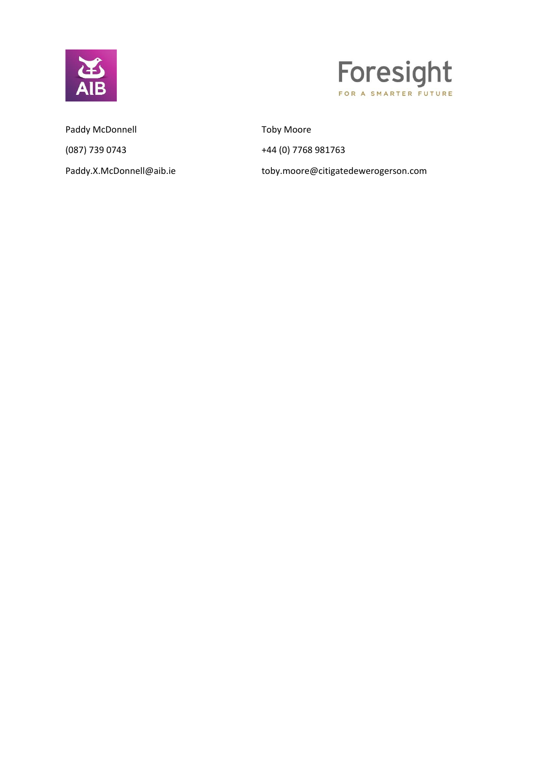Paddy McDonnell

(087) 739 0743

Paddy.X.McDonnell@aib.ie

Toby Moore

+44 (0) 7768 981763

toby.moore@citigatedewerogerson.com